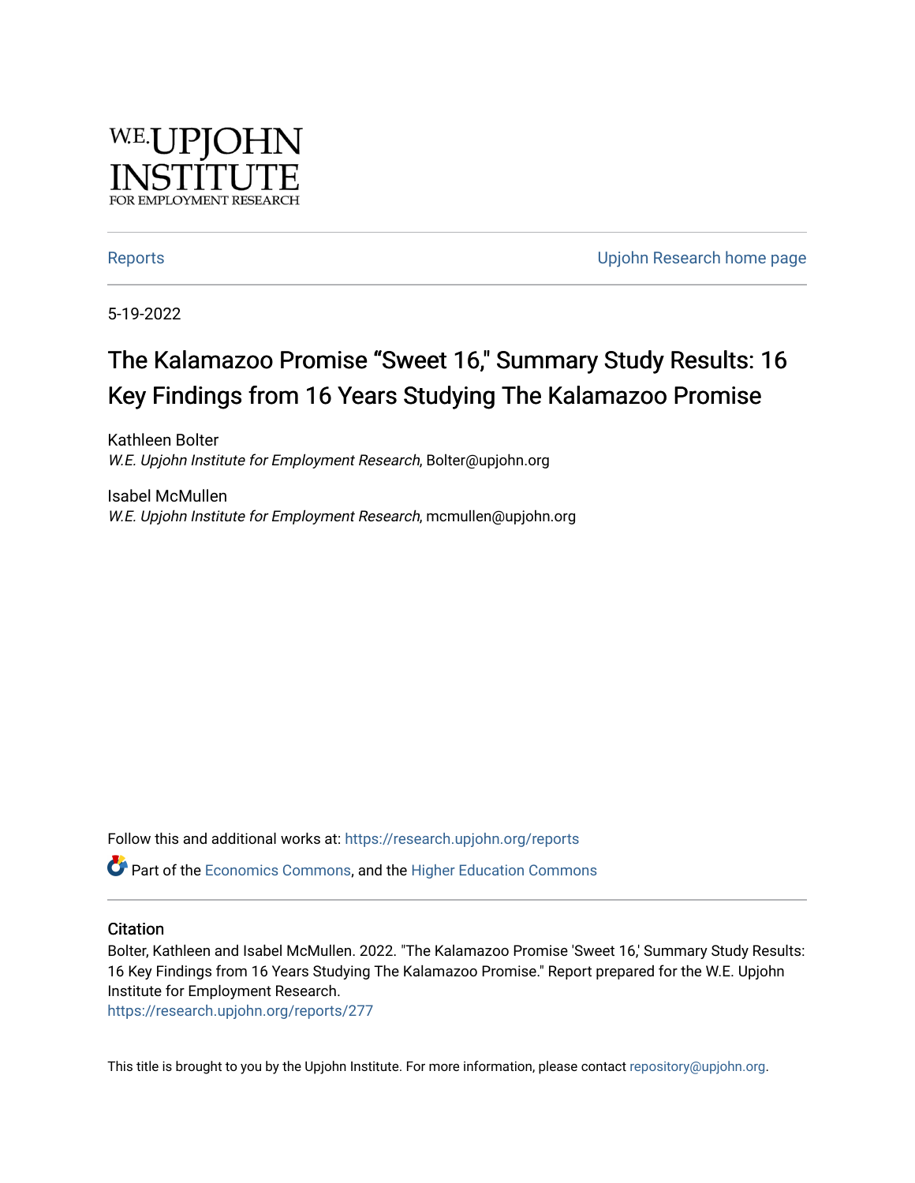W.E. UPJOHN INSTITUTE FOR EMPLOYMENT RESEARCH

Reports | Upjohn Research home page

5-19-2022

# The Kalamazoo Promise "Sweet 16," Summary Study Results: 16 Key Findings from 16 Years Studying The Kalamazoo Promise

Kathleen Bolter
*W.E. Upjohn Institute for Employment Research*, Bolter@upjohn.org

Isabel McMullen
*W.E. Upjohn Institute for Employment Research*, mcmullen@upjohn.org

Follow this and additional works at: https://research.upjohn.org/reports

Part of the Economics Commons, and the Higher Education Commons

## Citation

Bolter, Kathleen and Isabel McMullen. 2022. "The Kalamazoo Promise 'Sweet 16,' Summary Study Results: 16 Key Findings from 16 Years Studying The Kalamazoo Promise." Report prepared for the W.E. Upjohn Institute for Employment Research.
https://research.upjohn.org/reports/277

This title is brought to you by the Upjohn Institute. For more information, please contact repository@upjohn.org.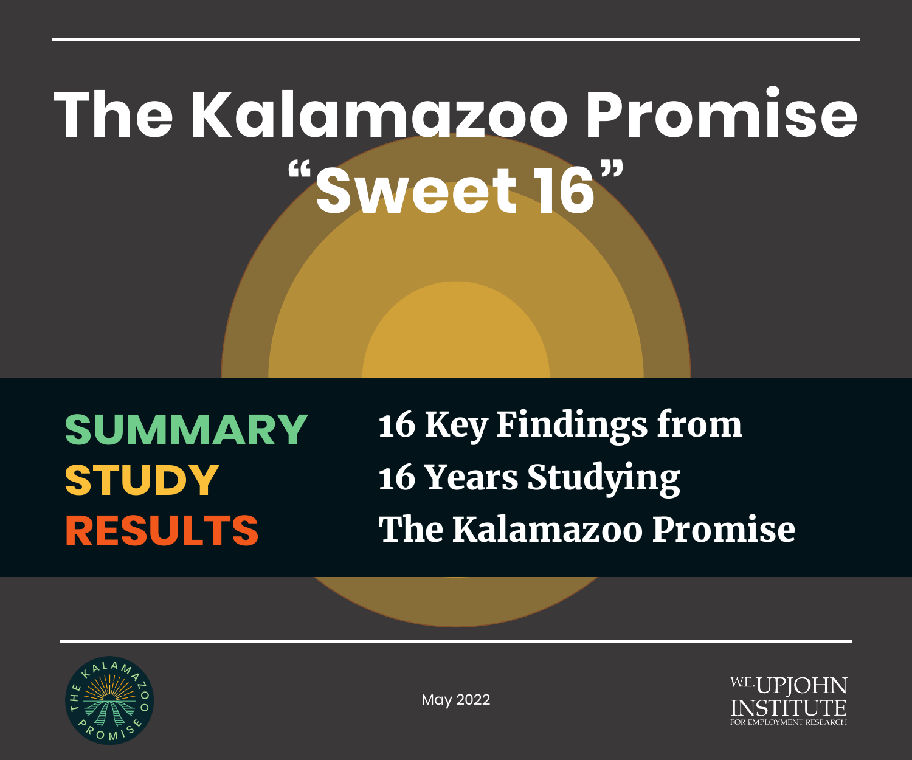# The Kalamazoo Promise "Sweet 16"

**SUMMARY**
**STUDY**
**RESULTS**

**16 Key Findings from 16 Years Studying The Kalamazoo Promise**

May 2022

W.E. UPJOHN INSTITUTE FOR EMPLOYMENT RESEARCH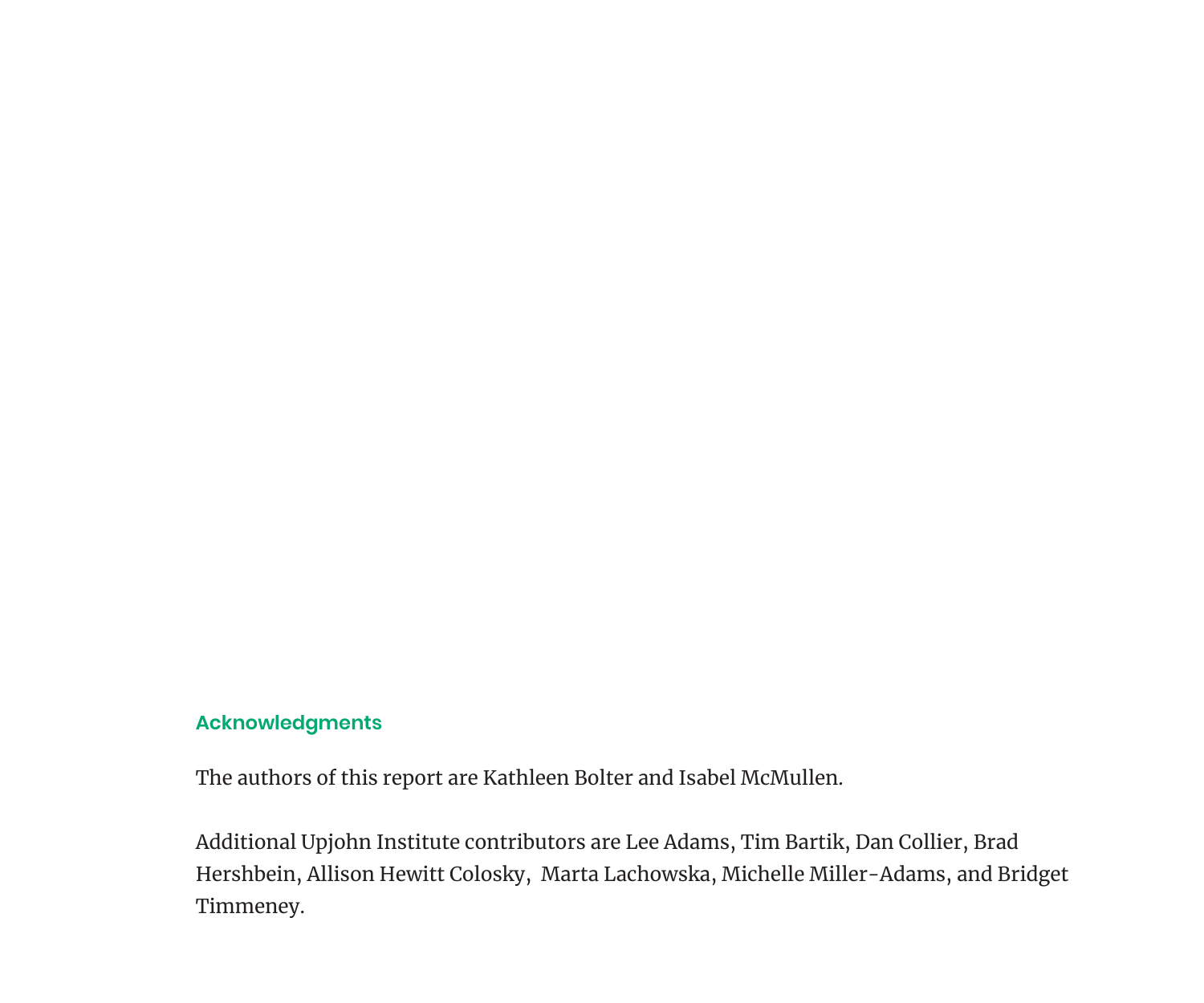## Acknowledgments

The authors of this report are Kathleen Bolter and Isabel McMullen.

Additional Upjohn Institute contributors are Lee Adams, Tim Bartik, Dan Collier, Brad Hershbein, Allison Hewitt Colosky, Marta Lachowska, Michelle Miller-Adams, and Bridget Timmeney.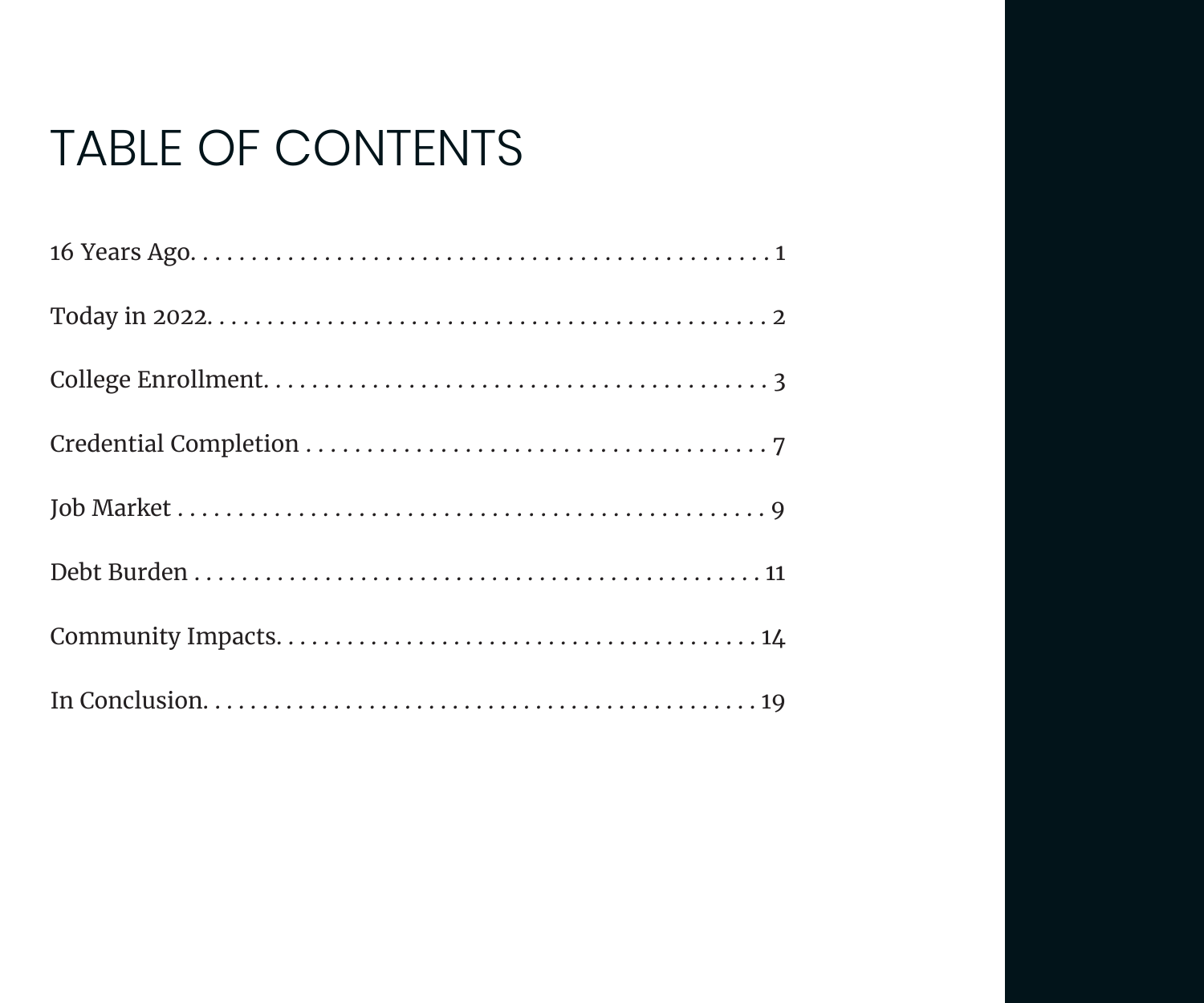# TABLE OF CONTENTS

16 Years Ago. . . . . . . . . . . . . . . . . . . . . . . . . . . . . . . . . . . . . . . . . . . . . . 1

Today in 2022. . . . . . . . . . . . . . . . . . . . . . . . . . . . . . . . . . . . . . . . . . . . . 2

College Enrollment. . . . . . . . . . . . . . . . . . . . . . . . . . . . . . . . . . . . . . . . 3

Credential Completion . . . . . . . . . . . . . . . . . . . . . . . . . . . . . . . . . . . . . 7

Job Market . . . . . . . . . . . . . . . . . . . . . . . . . . . . . . . . . . . . . . . . . . . . . . 9

Debt Burden . . . . . . . . . . . . . . . . . . . . . . . . . . . . . . . . . . . . . . . . . . . . 11

Community Impacts. . . . . . . . . . . . . . . . . . . . . . . . . . . . . . . . . . . . . . 14

In Conclusion. . . . . . . . . . . . . . . . . . . . . . . . . . . . . . . . . . . . . . . . . . . . 19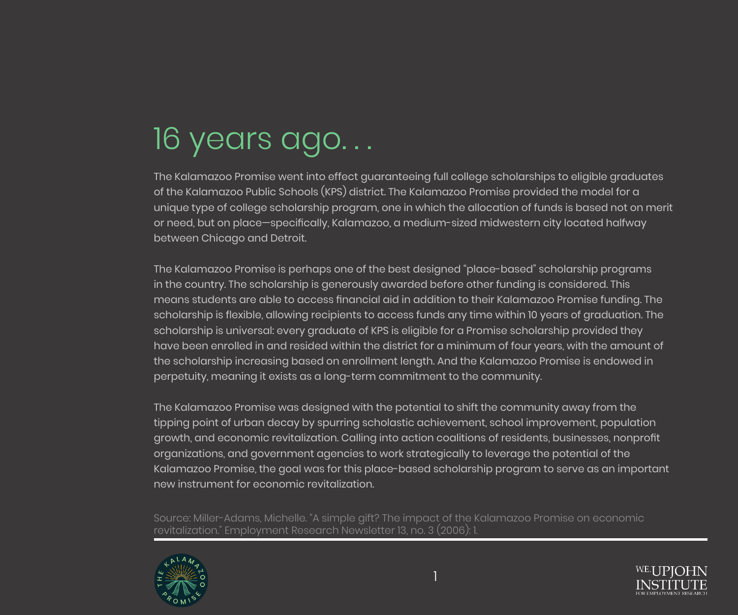# 16 years ago…

The Kalamazoo Promise went into effect guaranteeing full college scholarships to eligible graduates of the Kalamazoo Public Schools (KPS) district. The Kalamazoo Promise provided the model for a unique type of college scholarship program, one in which the allocation of funds is based not on merit or need, but on place—specifically, Kalamazoo, a medium-sized midwestern city located halfway between Chicago and Detroit.

The Kalamazoo Promise is perhaps one of the best designed "place-based" scholarship programs in the country. The scholarship is generously awarded before other funding is considered. This means students are able to access financial aid in addition to their Kalamazoo Promise funding. The scholarship is flexible, allowing recipients to access funds any time within 10 years of graduation. The scholarship is universal: every graduate of KPS is eligible for a Promise scholarship provided they have been enrolled in and resided within the district for a minimum of four years, with the amount of the scholarship increasing based on enrollment length. And the Kalamazoo Promise is endowed in perpetuity, meaning it exists as a long-term commitment to the community.

The Kalamazoo Promise was designed with the potential to shift the community away from the tipping point of urban decay by spurring scholastic achievement, school improvement, population growth, and economic revitalization. Calling into action coalitions of residents, businesses, nonprofit organizations, and government agencies to work strategically to leverage the potential of the Kalamazoo Promise, the goal was for this place-based scholarship program to serve as an important new instrument for economic revitalization.

Source: Miller-Adams, Michelle. "A simple gift? The impact of the Kalamazoo Promise on economic revitalization." Employment Research Newsletter 13, no. 3 (2006): 1.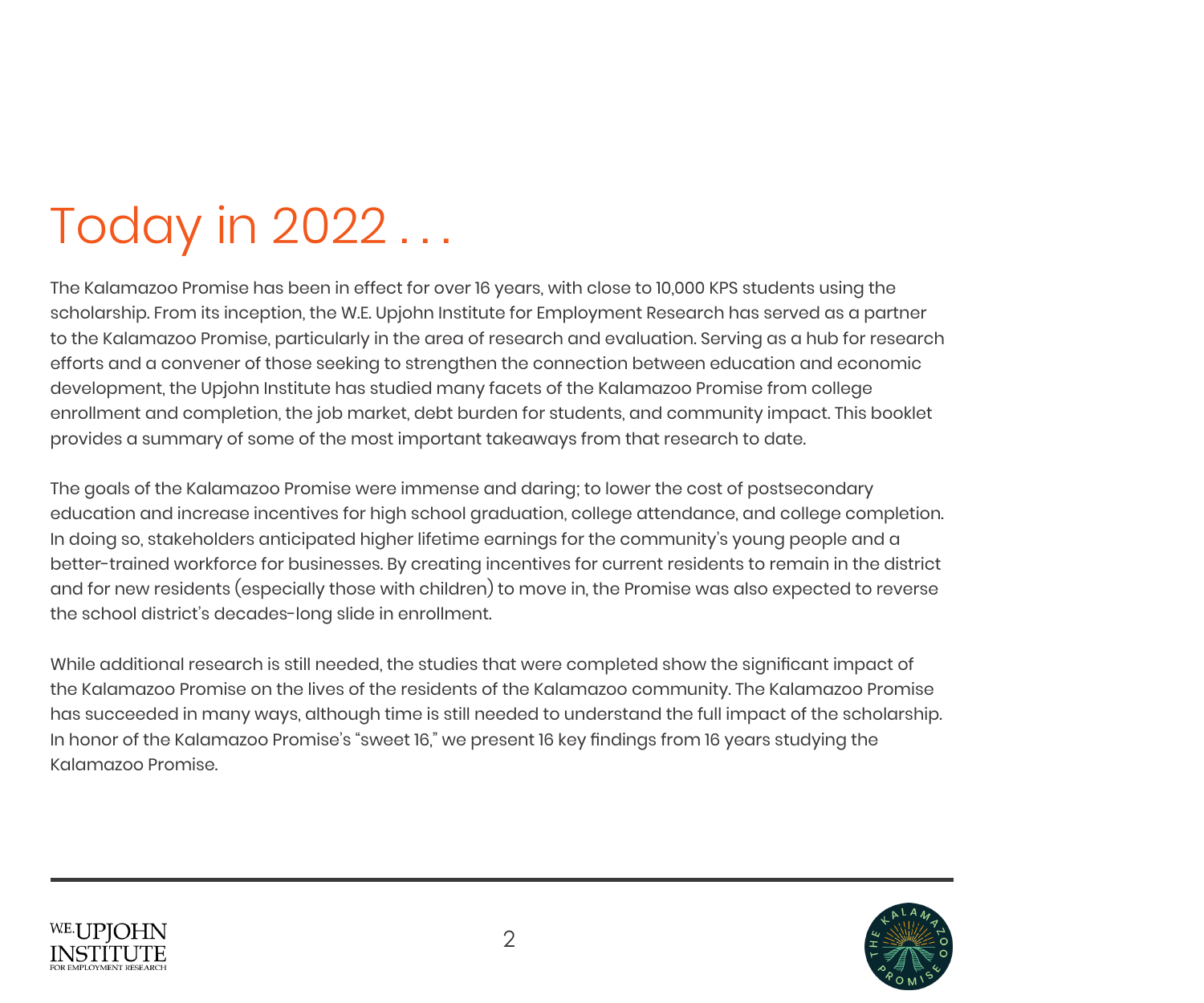# Today in 2022 . . .

The Kalamazoo Promise has been in effect for over 16 years, with close to 10,000 KPS students using the scholarship. From its inception, the W.E. Upjohn Institute for Employment Research has served as a partner to the Kalamazoo Promise, particularly in the area of research and evaluation. Serving as a hub for research efforts and a convener of those seeking to strengthen the connection between education and economic development, the Upjohn Institute has studied many facets of the Kalamazoo Promise from college enrollment and completion, the job market, debt burden for students, and community impact. This booklet provides a summary of some of the most important takeaways from that research to date.

The goals of the Kalamazoo Promise were immense and daring; to lower the cost of postsecondary education and increase incentives for high school graduation, college attendance, and college completion. In doing so, stakeholders anticipated higher lifetime earnings for the community's young people and a better-trained workforce for businesses. By creating incentives for current residents to remain in the district and for new residents (especially those with children) to move in, the Promise was also expected to reverse the school district's decades-long slide in enrollment.

While additional research is still needed, the studies that were completed show the significant impact of the Kalamazoo Promise on the lives of the residents of the Kalamazoo community. The Kalamazoo Promise has succeeded in many ways, although time is still needed to understand the full impact of the scholarship. In honor of the Kalamazoo Promise's "sweet 16," we present 16 key findings from 16 years studying the Kalamazoo Promise.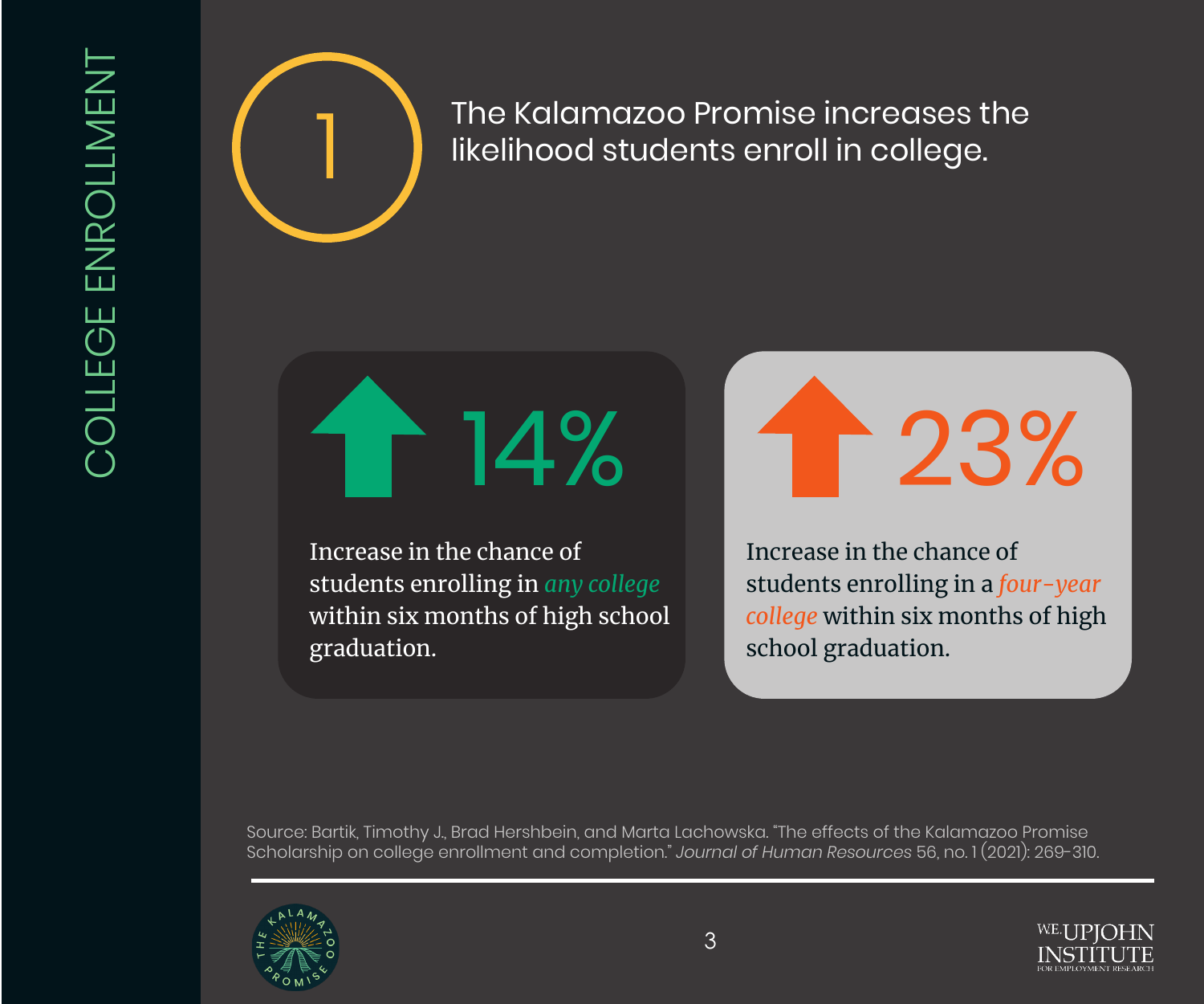COLLEGE ENROLLMENT

# 1 The Kalamazoo Promise increases the likelihood students enroll in college.

**↑ 14%**

Increase in the chance of students enrolling in *any college* within six months of high school graduation.

**↑ 23%**

Increase in the chance of students enrolling in a *four-year college* within six months of high school graduation.

Source: Bartik, Timothy J., Brad Hershbein, and Marta Lachowska. "The effects of the Kalamazoo Promise Scholarship on college enrollment and completion." *Journal of Human Resources* 56, no. 1 (2021): 269-310.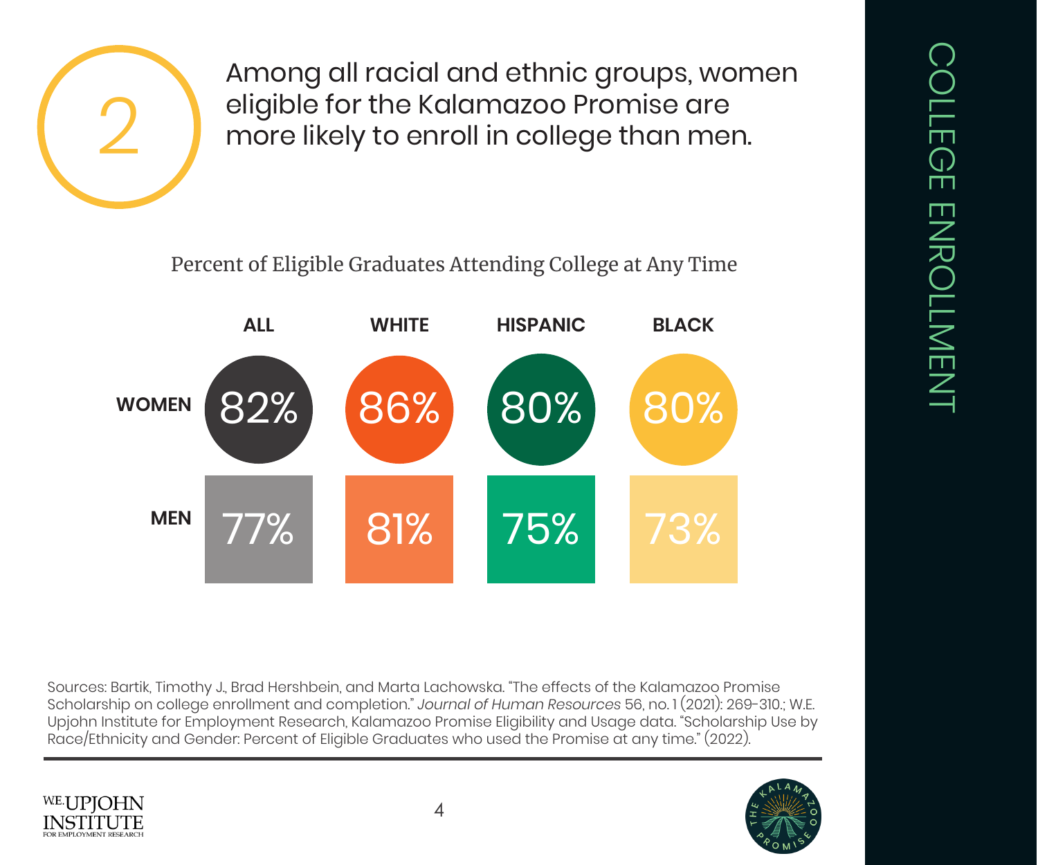# COLLEGE ENROLLMENT

## 2

Among all racial and ethnic groups, women eligible for the Kalamazoo Promise are more likely to enroll in college than men.

Percent of Eligible Graduates Attending College at Any Time

| | ALL | WHITE | HISPANIC | BLACK |
|---|---|---|---|---|
| WOMEN | 82% | 86% | 80% | 80% |
| MEN | 77% | 81% | 75% | 73% |

Sources: Bartik, Timothy J., Brad Hershbein, and Marta Lachowska. "The effects of the Kalamazoo Promise Scholarship on college enrollment and completion." *Journal of Human Resources* 56, no. 1 (2021): 269-310.; W.E. Upjohn Institute for Employment Research, Kalamazoo Promise Eligibility and Usage data. "Scholarship Use by Race/Ethnicity and Gender: Percent of Eligible Graduates who used the Promise at any time." (2022).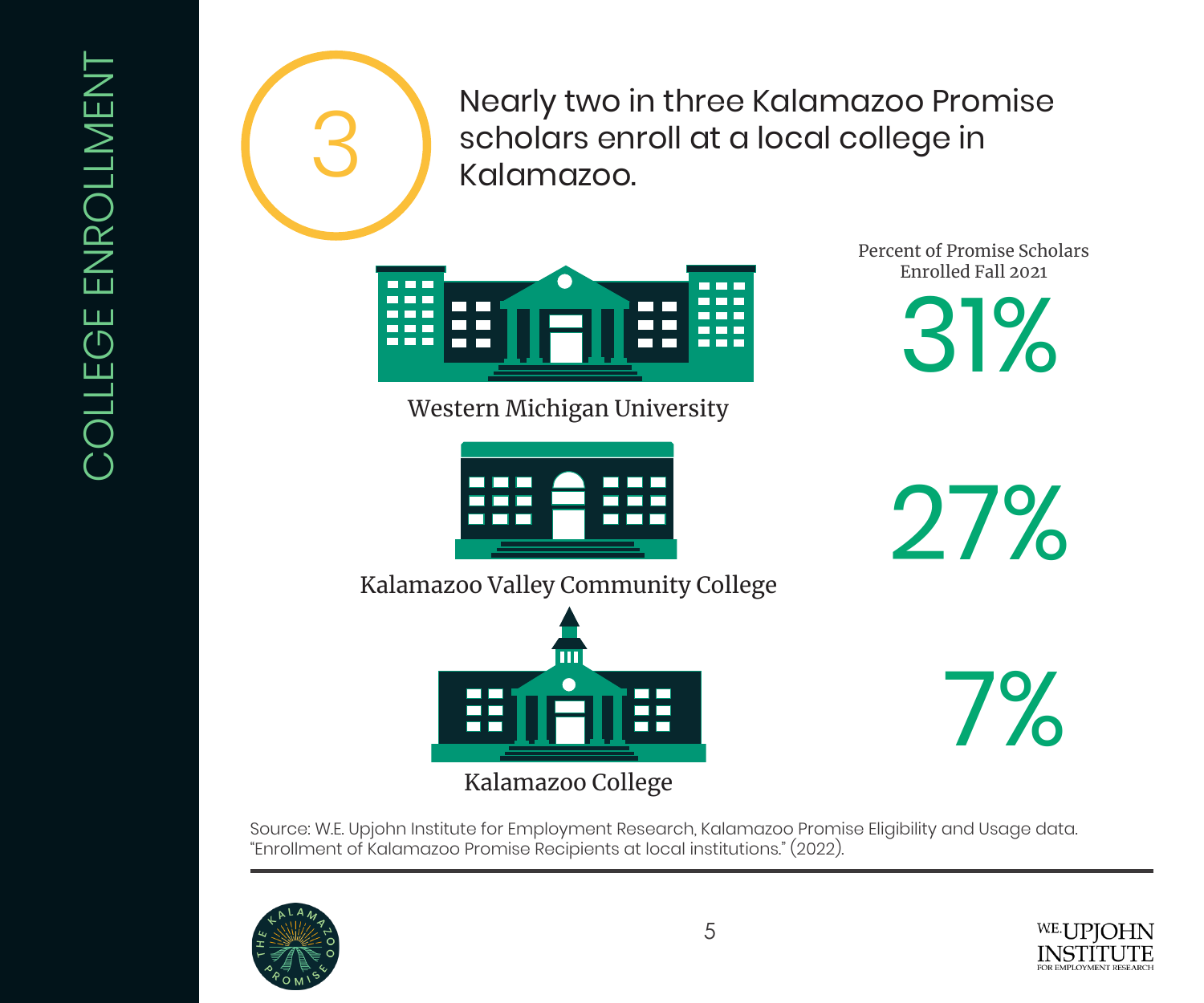COLLEGE ENROLLMENT

## 3

Nearly two in three Kalamazoo Promise scholars enroll at a local college in Kalamazoo.

| | Percent of Promise Scholars Enrolled Fall 2021 |
|---|---|
| Western Michigan University | 31% |
| Kalamazoo Valley Community College | 27% |
| Kalamazoo College | 7% |

Source: W.E. Upjohn Institute for Employment Research, Kalamazoo Promise Eligibility and Usage data. "Enrollment of Kalamazoo Promise Recipients at local institutions." (2022).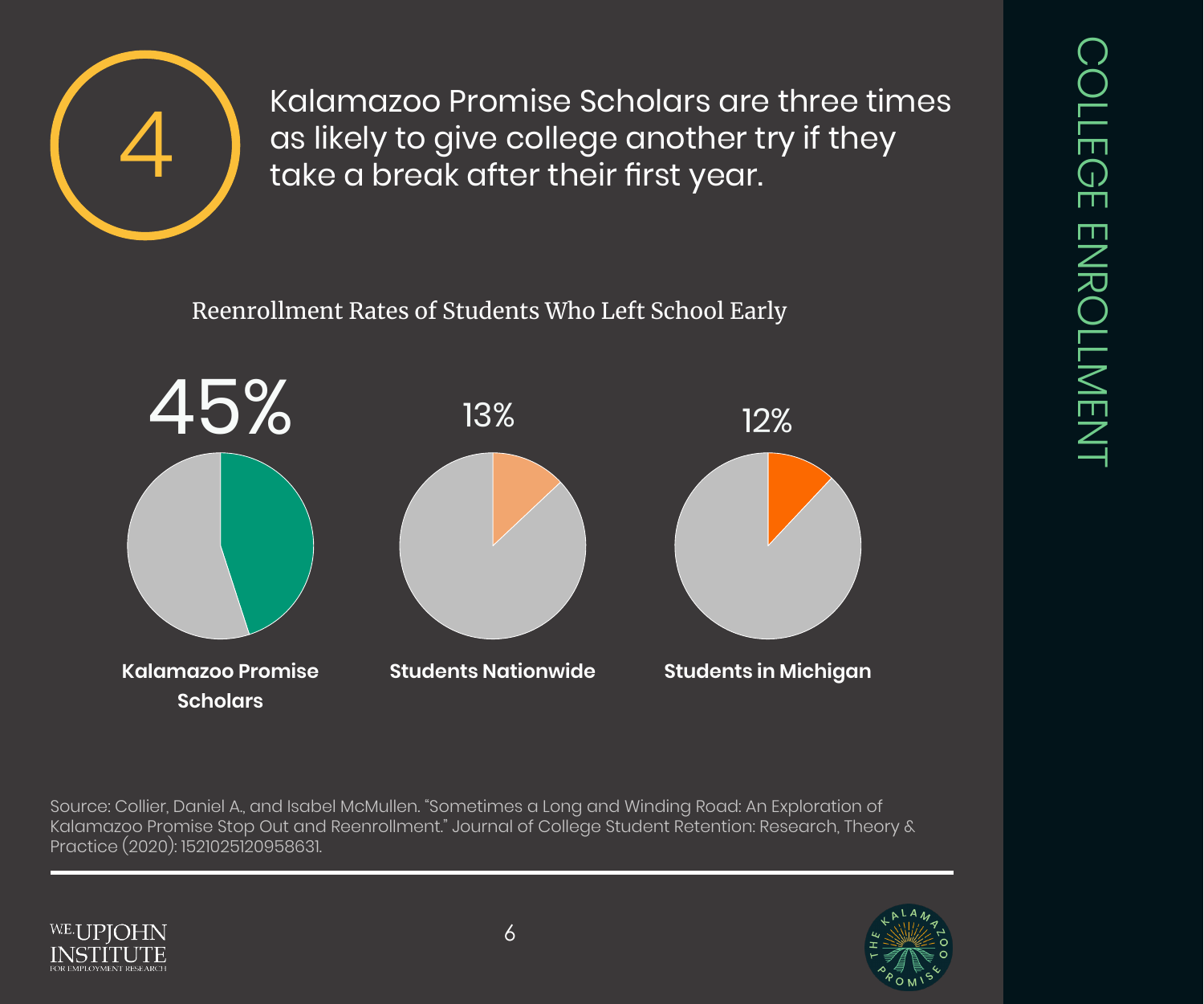# 4

Kalamazoo Promise Scholars are three times as likely to give college another try if they take a break after their first year.

Reenrollment Rates of Students Who Left School Early

| Group | Reenrollment Rate |
| --- | --- |
| Kalamazoo Promise Scholars | 45% |
| Students Nationwide | 13% |
| Students in Michigan | 12% |

Source: Collier, Daniel A., and Isabel McMullen. "Sometimes a Long and Winding Road: An Exploration of Kalamazoo Promise Stop Out and Reenrollment." Journal of College Student Retention: Research, Theory & Practice (2020): 1521025120958631.

COLLEGE ENROLLMENT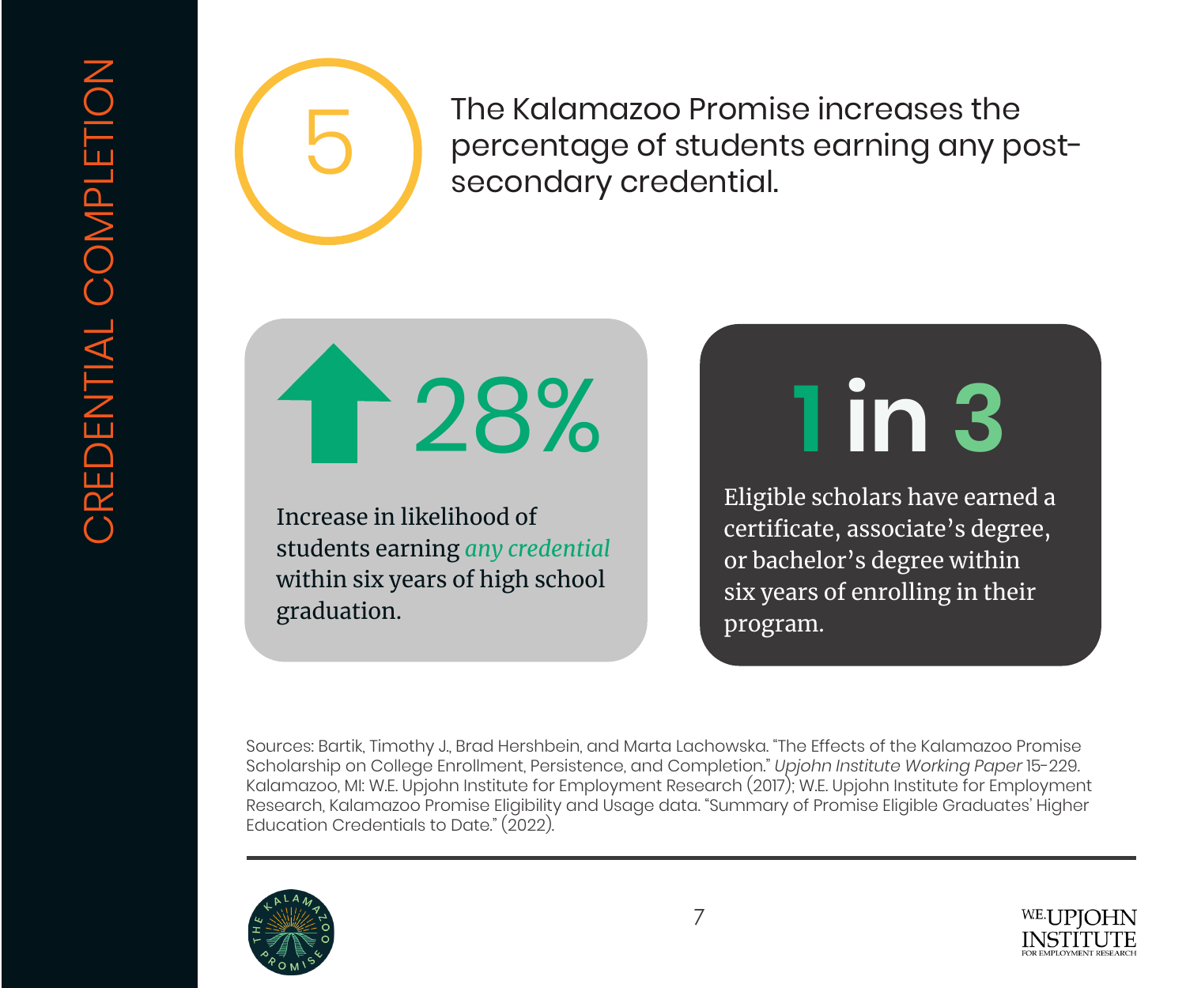# CREDENTIAL COMPLETION

## 5

The Kalamazoo Promise increases the percentage of students earning any post-secondary credential.

**28%**

Increase in likelihood of students earning *any credential* within six years of high school graduation.

**1 in 3**

Eligible scholars have earned a certificate, associate's degree, or bachelor's degree within six years of enrolling in their program.

Sources: Bartik, Timothy J., Brad Hershbein, and Marta Lachowska. "The Effects of the Kalamazoo Promise Scholarship on College Enrollment, Persistence, and Completion." *Upjohn Institute Working Paper* 15-229. Kalamazoo, MI: W.E. Upjohn Institute for Employment Research (2017); W.E. Upjohn Institute for Employment Research, Kalamazoo Promise Eligibility and Usage data. "Summary of Promise Eligible Graduates' Higher Education Credentials to Date." (2022).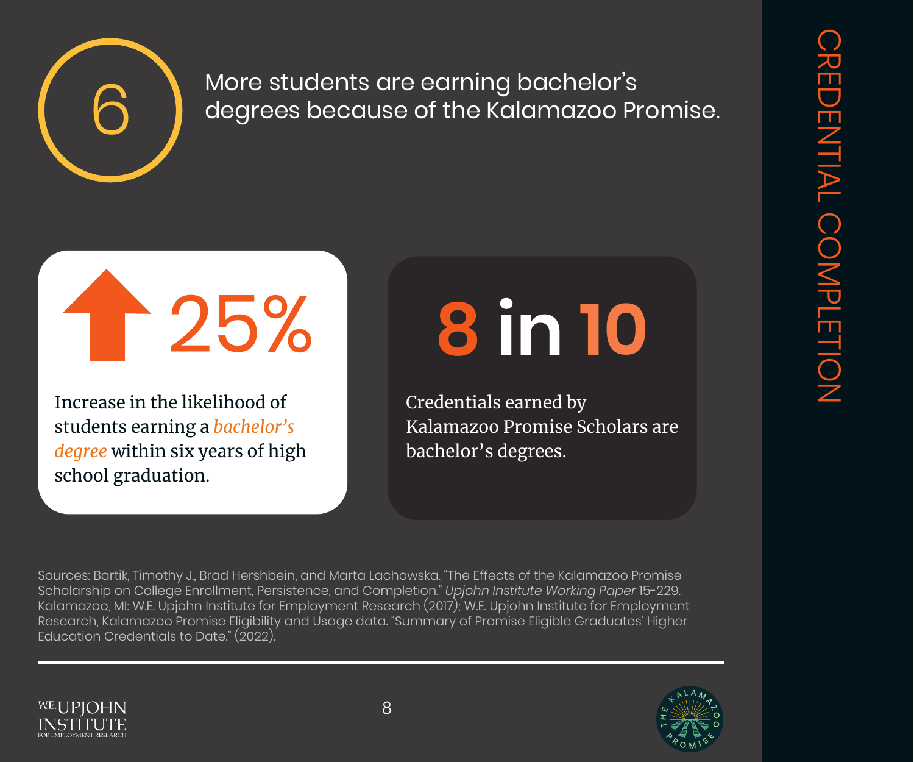# CREDENTIAL COMPLETION

## 6 — More students are earning bachelor's degrees because of the Kalamazoo Promise.

**↑ 25%**

Increase in the likelihood of students earning a *bachelor's degree* within six years of high school graduation.

**8 in 10**

Credentials earned by Kalamazoo Promise Scholars are bachelor's degrees.

Sources: Bartik, Timothy J., Brad Hershbein, and Marta Lachowska. "The Effects of the Kalamazoo Promise Scholarship on College Enrollment, Persistence, and Completion." *Upjohn Institute Working Paper* 15-229. Kalamazoo, MI: W.E. Upjohn Institute for Employment Research (2017); W.E. Upjohn Institute for Employment Research, Kalamazoo Promise Eligibility and Usage data. "Summary of Promise Eligible Graduates' Higher Education Credentials to Date." (2022).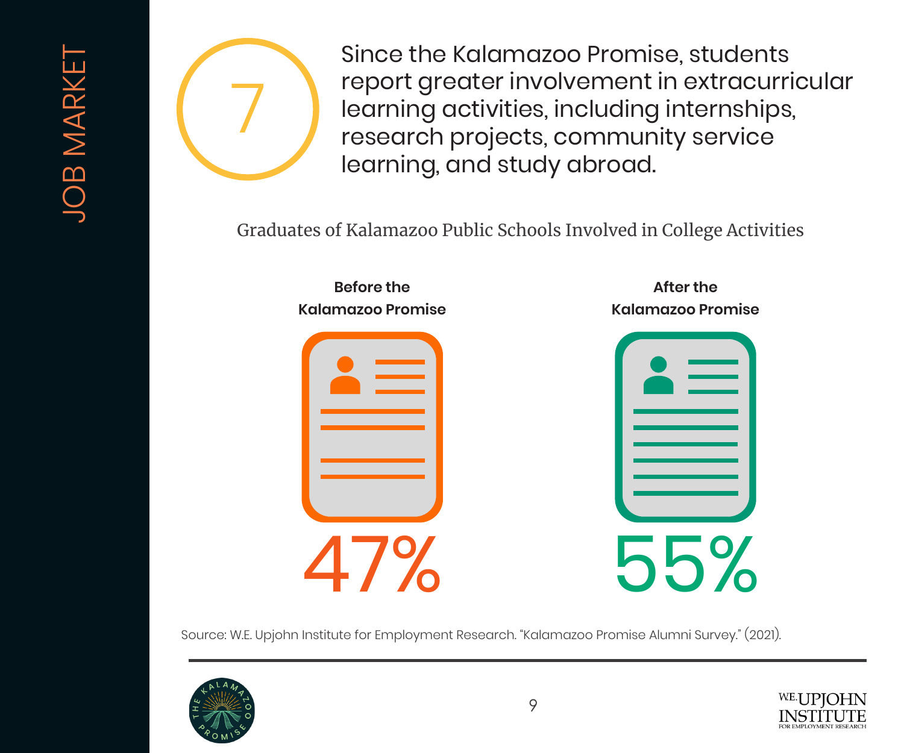JOB MARKET

# 7

Since the Kalamazoo Promise, students report greater involvement in extracurricular learning activities, including internships, research projects, community service learning, and study abroad.

Graduates of Kalamazoo Public Schools Involved in College Activities

| Before the Kalamazoo Promise | After the Kalamazoo Promise |
| --- | --- |
| 47% | 55% |

Source: W.E. Upjohn Institute for Employment Research. "Kalamazoo Promise Alumni Survey." (2021).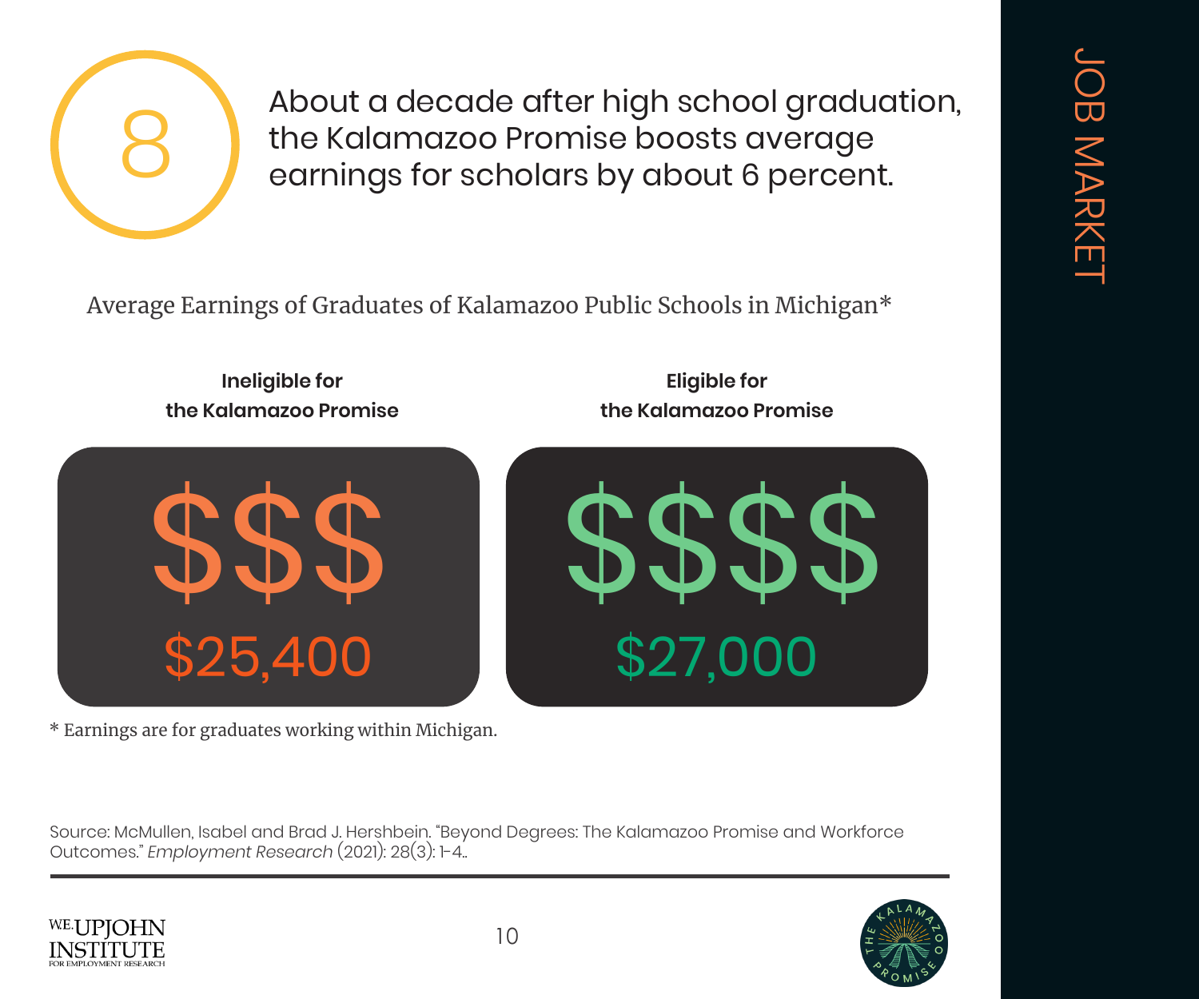JOB MARKET

# 8

About a decade after high school graduation, the Kalamazoo Promise boosts average earnings for scholars by about 6 percent.

Average Earnings of Graduates of Kalamazoo Public Schools in Michigan*

| Ineligible for the Kalamazoo Promise | Eligible for the Kalamazoo Promise |
| --- | --- |
| $$$ | $$$$ |
| $25,400 | $27,000 |

* Earnings are for graduates working within Michigan.

Source: McMullen, Isabel and Brad J. Hershbein. "Beyond Degrees: The Kalamazoo Promise and Workforce Outcomes." *Employment Research* (2021): 28(3): 1-4..

W.E. UPJOHN INSTITUTE FOR EMPLOYMENT RESEARCH

THE KALAMAZOO PROMISE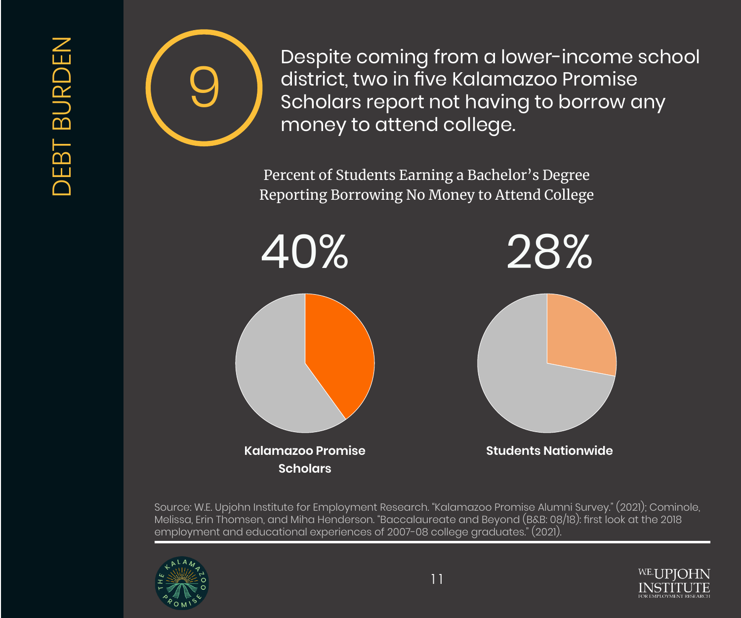DEBT BURDEN

## 9

Despite coming from a lower-income school district, two in five Kalamazoo Promise Scholars report not having to borrow any money to attend college.

Percent of Students Earning a Bachelor's Degree Reporting Borrowing No Money to Attend College

| Kalamazoo Promise Scholars | Students Nationwide |
|---|---|
| 40% | 28% |

Source: W.E. Upjohn Institute for Employment Research. "Kalamazoo Promise Alumni Survey." (2021); Cominole, Melissa, Erin Thomsen, and Miha Henderson. "Baccalaureate and Beyond (B&B: 08/18): first look at the 2018 employment and educational experiences of 2007-08 college graduates." (2021).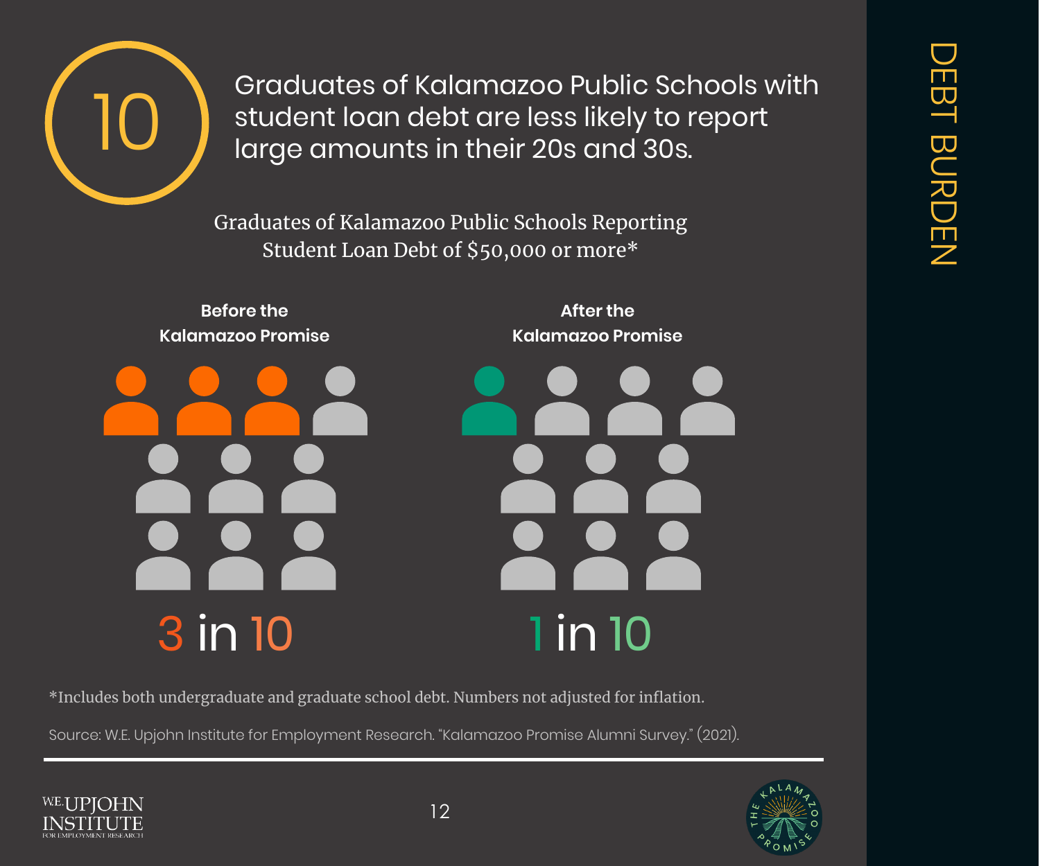DEBT BURDEN

# 10

Graduates of Kalamazoo Public Schools with student loan debt are less likely to report large amounts in their 20s and 30s.

### Graduates of Kalamazoo Public Schools Reporting Student Loan Debt of $50,000 or more*

**Before the Kalamazoo Promise**

3 in 10

**After the Kalamazoo Promise**

1 in 10

*Includes both undergraduate and graduate school debt. Numbers not adjusted for inflation.

Source: W.E. Upjohn Institute for Employment Research. "Kalamazoo Promise Alumni Survey." (2021).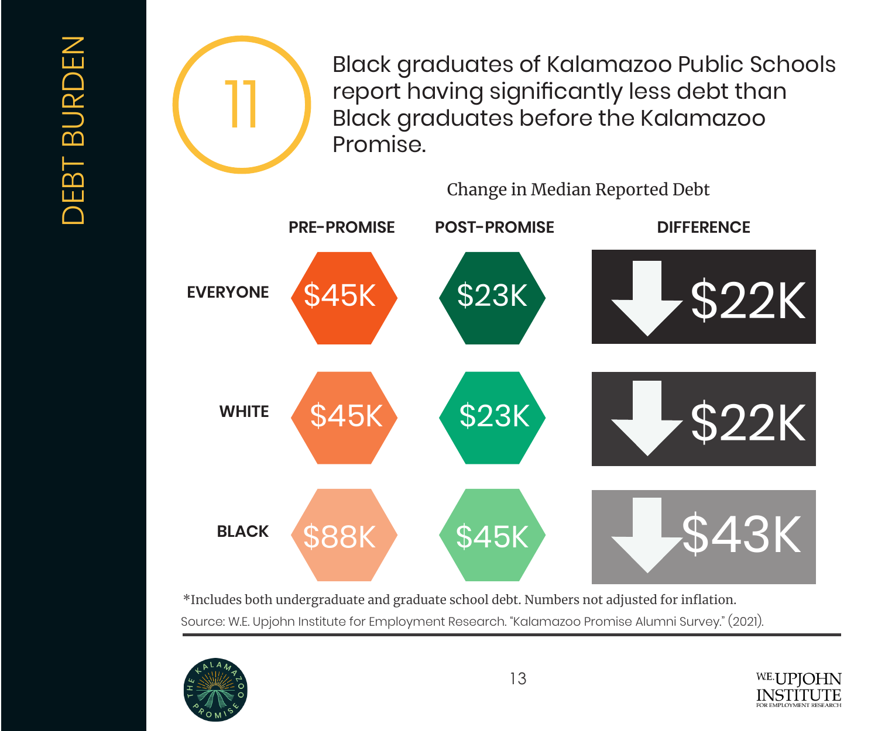DEBT BURDEN

## 11

Black graduates of Kalamazoo Public Schools report having significantly less debt than Black graduates before the Kalamazoo Promise.

Change in Median Reported Debt

| | PRE-PROMISE | POST-PROMISE | DIFFERENCE |
|---|---|---|---|
| **EVERYONE** | $45K | $23K | ↓ $22K |
| **WHITE** | $45K | $23K | ↓ $22K |
| **BLACK** | $88K | $45K | ↓ $43K |

*Includes both undergraduate and graduate school debt. Numbers not adjusted for inflation.

Source: W.E. Upjohn Institute for Employment Research. "Kalamazoo Promise Alumni Survey." (2021).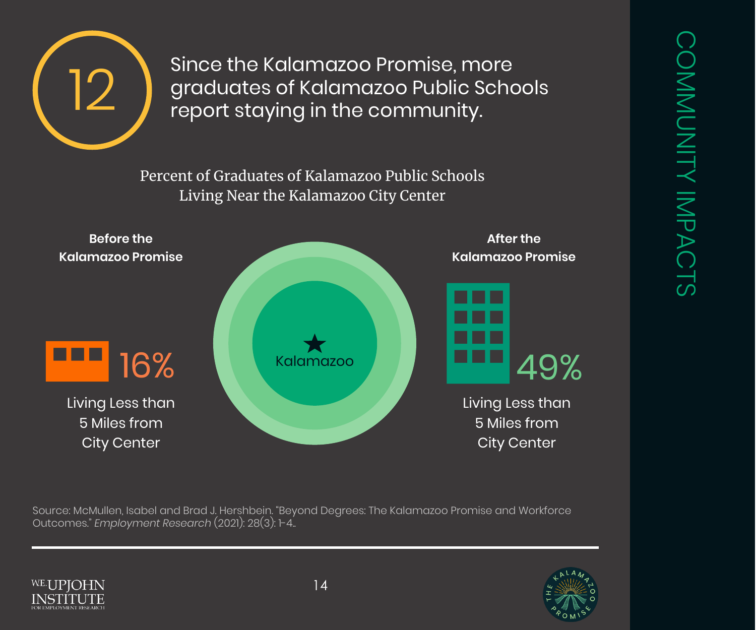# 12

## Since the Kalamazoo Promise, more graduates of Kalamazoo Public Schools report staying in the community.

Percent of Graduates of Kalamazoo Public Schools Living Near the Kalamazoo City Center

**Before the Kalamazoo Promise**

16%

Living Less than 5 Miles from City Center

Kalamazoo

**After the Kalamazoo Promise**

49%

Living Less than 5 Miles from City Center

Source: McMullen, Isabel and Brad J. Hershbein. "Beyond Degrees: The Kalamazoo Promise and Workforce Outcomes." *Employment Research* (2021): 28(3): 1-4..

COMMUNITY IMPACTS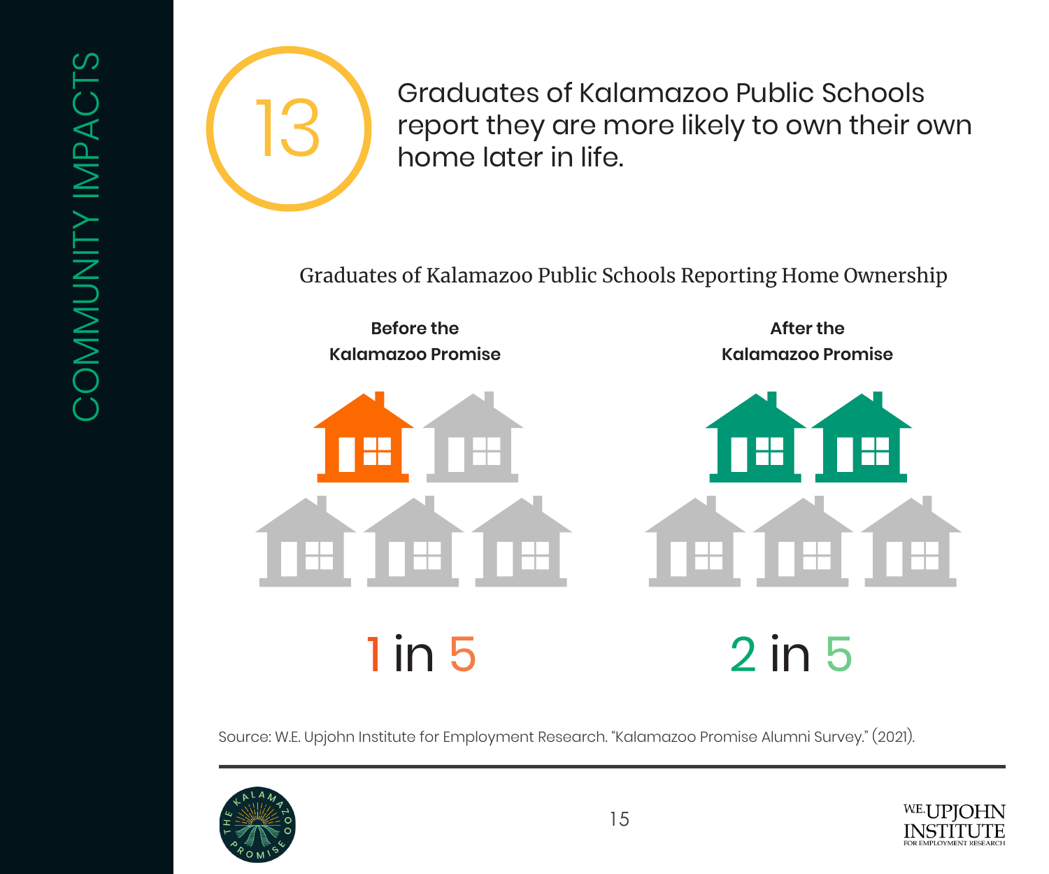COMMUNITY IMPACTS

## 13

Graduates of Kalamazoo Public Schools report they are more likely to own their own home later in life.

### Graduates of Kalamazoo Public Schools Reporting Home Ownership

**Before the Kalamazoo Promise**

1 in 5

**After the Kalamazoo Promise**

2 in 5

Source: W.E. Upjohn Institute for Employment Research. "Kalamazoo Promise Alumni Survey." (2021).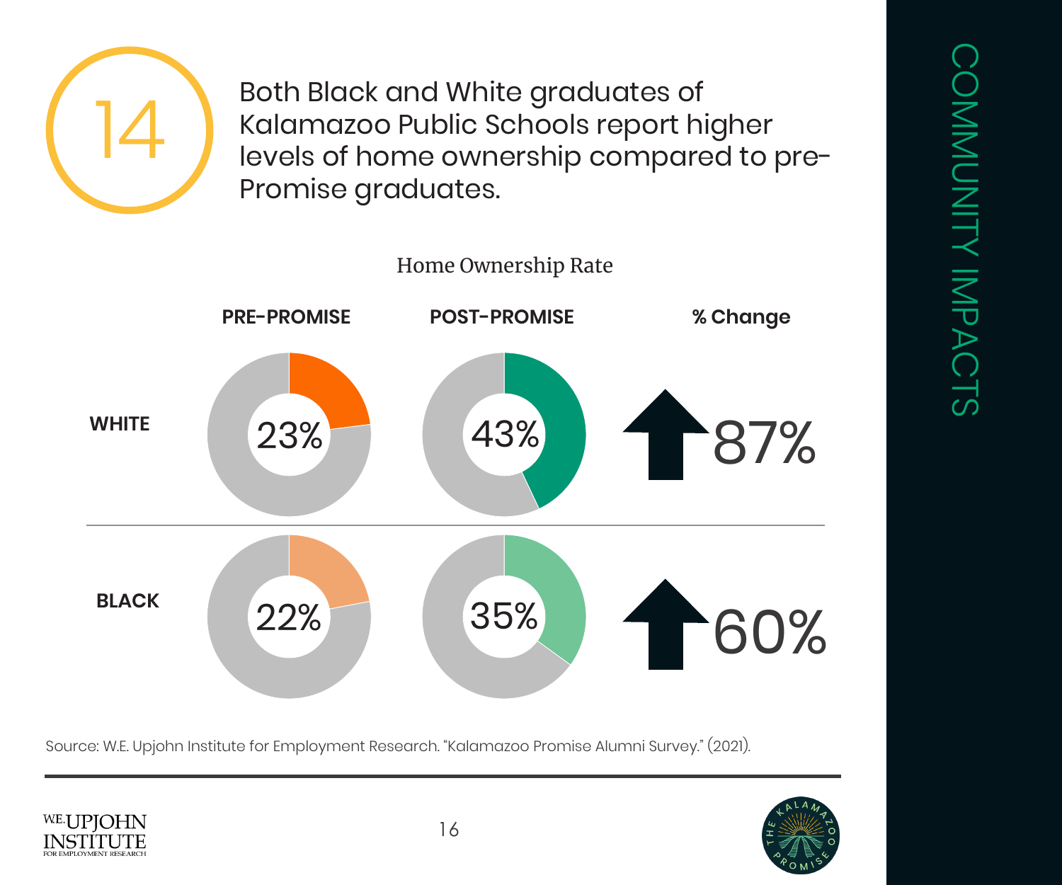# 14

Both Black and White graduates of Kalamazoo Public Schools report higher levels of home ownership compared to pre-Promise graduates.

Home Ownership Rate

| | PRE-PROMISE | POST-PROMISE | % Change |
|---|---|---|---|
| WHITE | 23% | 43% | ↑ 87% |
| BLACK | 22% | 35% | ↑ 60% |

Source: W.E. Upjohn Institute for Employment Research. "Kalamazoo Promise Alumni Survey." (2021).

COMMUNITY IMPACTS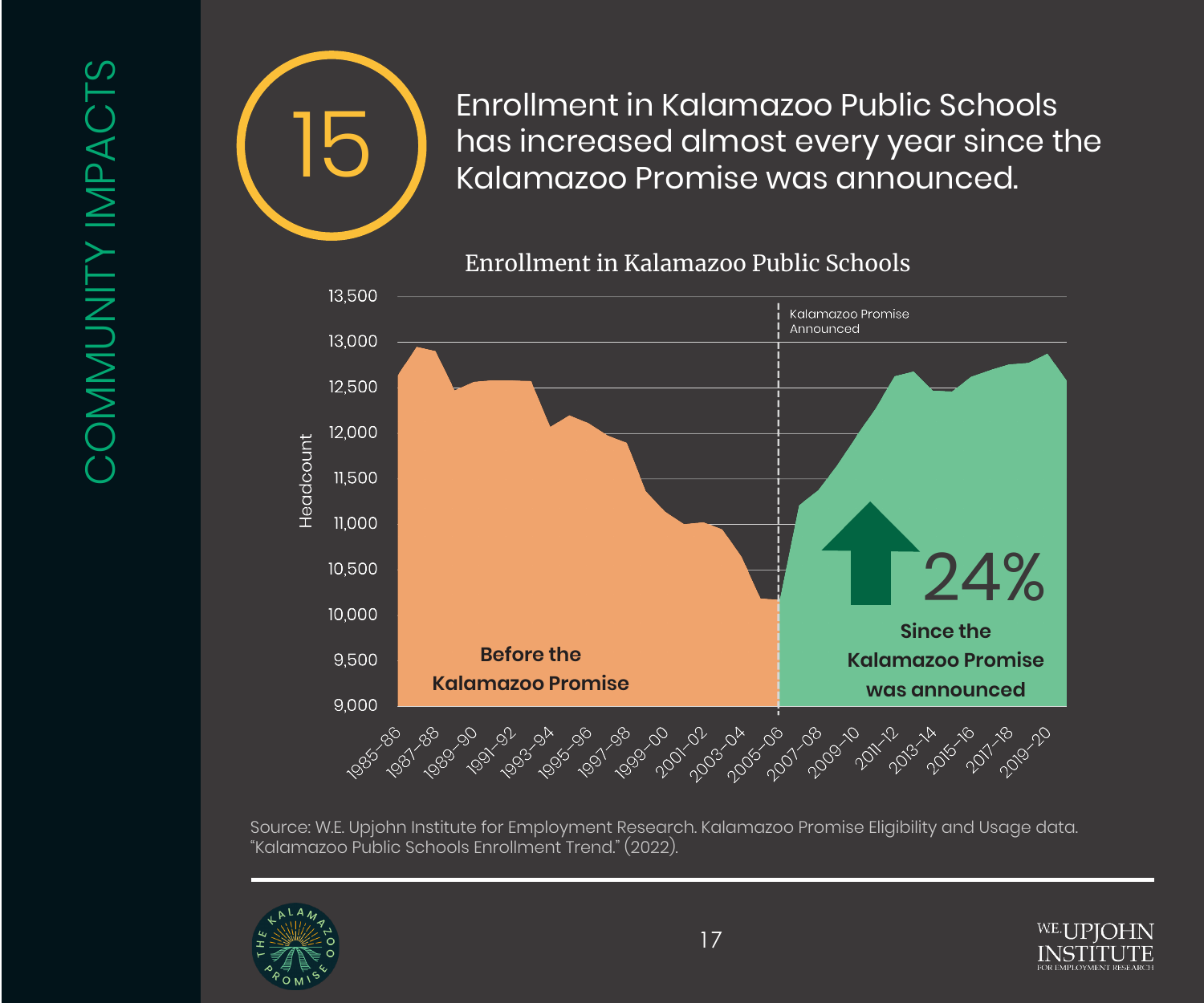COMMUNITY IMPACTS

## 15

## Enrollment in Kalamazoo Public Schools has increased almost every year since the Kalamazoo Promise was announced.

### Enrollment in Kalamazoo Public Schools

Headcount (9,000–13,500), school years 1985–86 through 2019–20

Kalamazoo Promise Announced

**Before the Kalamazoo Promise**

**24%**

**Since the Kalamazoo Promise was announced**

Source: W.E. Upjohn Institute for Employment Research. Kalamazoo Promise Eligibility and Usage data. "Kalamazoo Public Schools Enrollment Trend." (2022).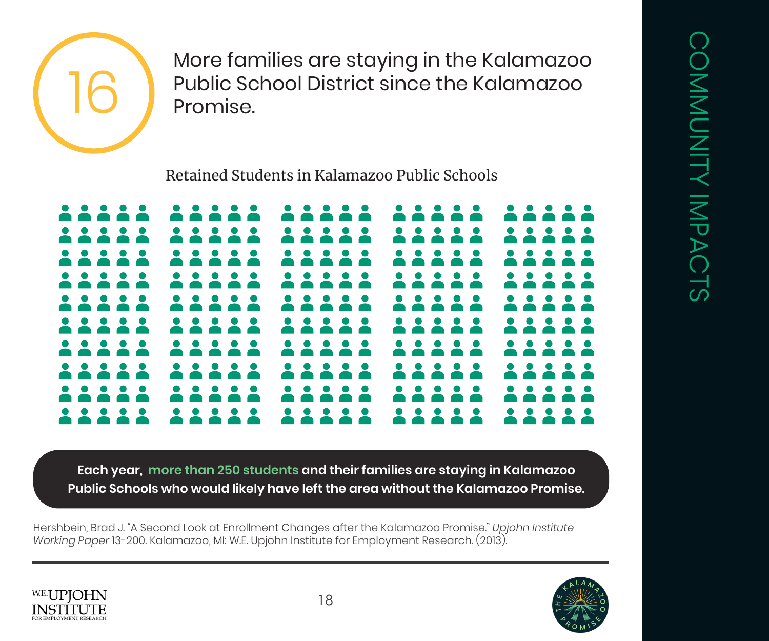COMMUNITY IMPACTS

## 16

## More families are staying in the Kalamazoo Public School District since the Kalamazoo Promise.

Retained Students in Kalamazoo Public Schools

**Each year, more than 250 students and their families are staying in Kalamazoo Public Schools who would likely have left the area without the Kalamazoo Promise.**

Hershbein, Brad J. "A Second Look at Enrollment Changes after the Kalamazoo Promise." *Upjohn Institute Working Paper* 13-200. Kalamazoo, MI: W.E. Upjohn Institute for Employment Research. (2013).

W.E. UPJOHN INSTITUTE FOR EMPLOYMENT RESEARCH

THE KALAMAZOO PROMISE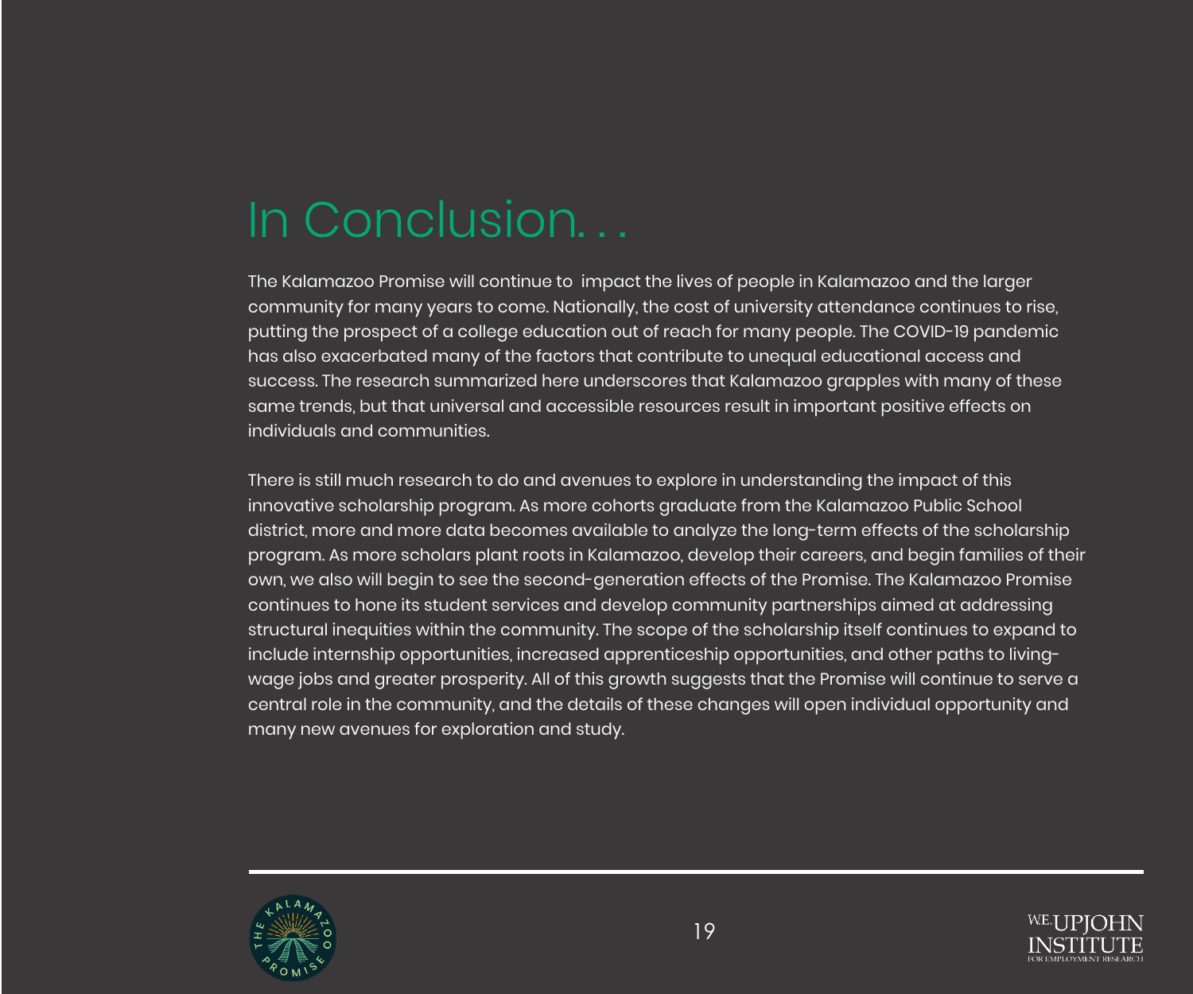# In Conclusion. . .

The Kalamazoo Promise will continue to impact the lives of people in Kalamazoo and the larger community for many years to come. Nationally, the cost of university attendance continues to rise, putting the prospect of a college education out of reach for many people. The COVID-19 pandemic has also exacerbated many of the factors that contribute to unequal educational access and success. The research summarized here underscores that Kalamazoo grapples with many of these same trends, but that universal and accessible resources result in important positive effects on individuals and communities.

There is still much research to do and avenues to explore in understanding the impact of this innovative scholarship program. As more cohorts graduate from the Kalamazoo Public School district, more and more data becomes available to analyze the long-term effects of the scholarship program. As more scholars plant roots in Kalamazoo, develop their careers, and begin families of their own, we also will begin to see the second-generation effects of the Promise. The Kalamazoo Promise continues to hone its student services and develop community partnerships aimed at addressing structural inequities within the community. The scope of the scholarship itself continues to expand to include internship opportunities, increased apprenticeship opportunities, and other paths to living-wage jobs and greater prosperity. All of this growth suggests that the Promise will continue to serve a central role in the community, and the details of these changes will open individual opportunity and many new avenues for exploration and study.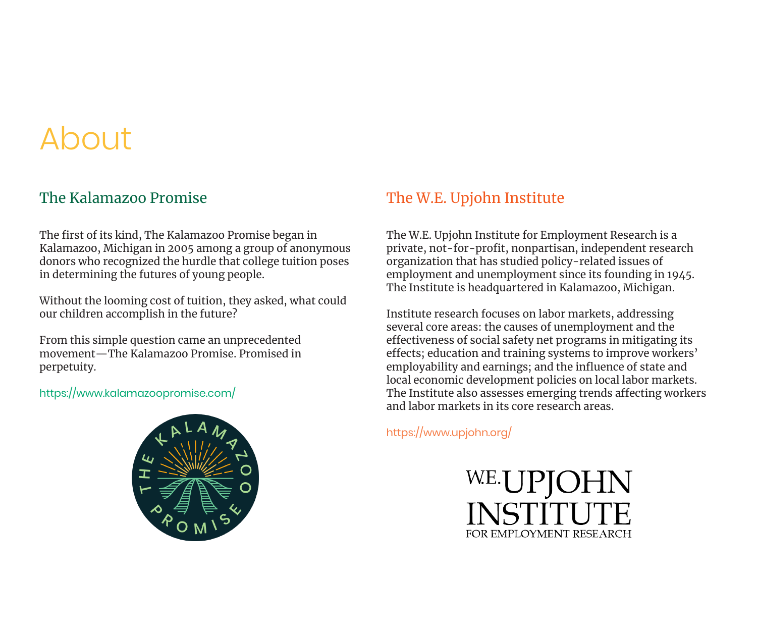# About

## The Kalamazoo Promise

The first of its kind, The Kalamazoo Promise began in Kalamazoo, Michigan in 2005 among a group of anonymous donors who recognized the hurdle that college tuition poses in determining the futures of young people.

Without the looming cost of tuition, they asked, what could our children accomplish in the future?

From this simple question came an unprecedented movement—The Kalamazoo Promise. Promised in perpetuity.

https://www.kalamazoopromise.com/

## The W.E. Upjohn Institute

The W.E. Upjohn Institute for Employment Research is a private, not-for-profit, nonpartisan, independent research organization that has studied policy-related issues of employment and unemployment since its founding in 1945. The Institute is headquartered in Kalamazoo, Michigan.

Institute research focuses on labor markets, addressing several core areas: the causes of unemployment and the effectiveness of social safety net programs in mitigating its effects; education and training systems to improve workers' employability and earnings; and the influence of state and local economic development policies on local labor markets. The Institute also assesses emerging trends affecting workers and labor markets in its core research areas.

https://www.upjohn.org/